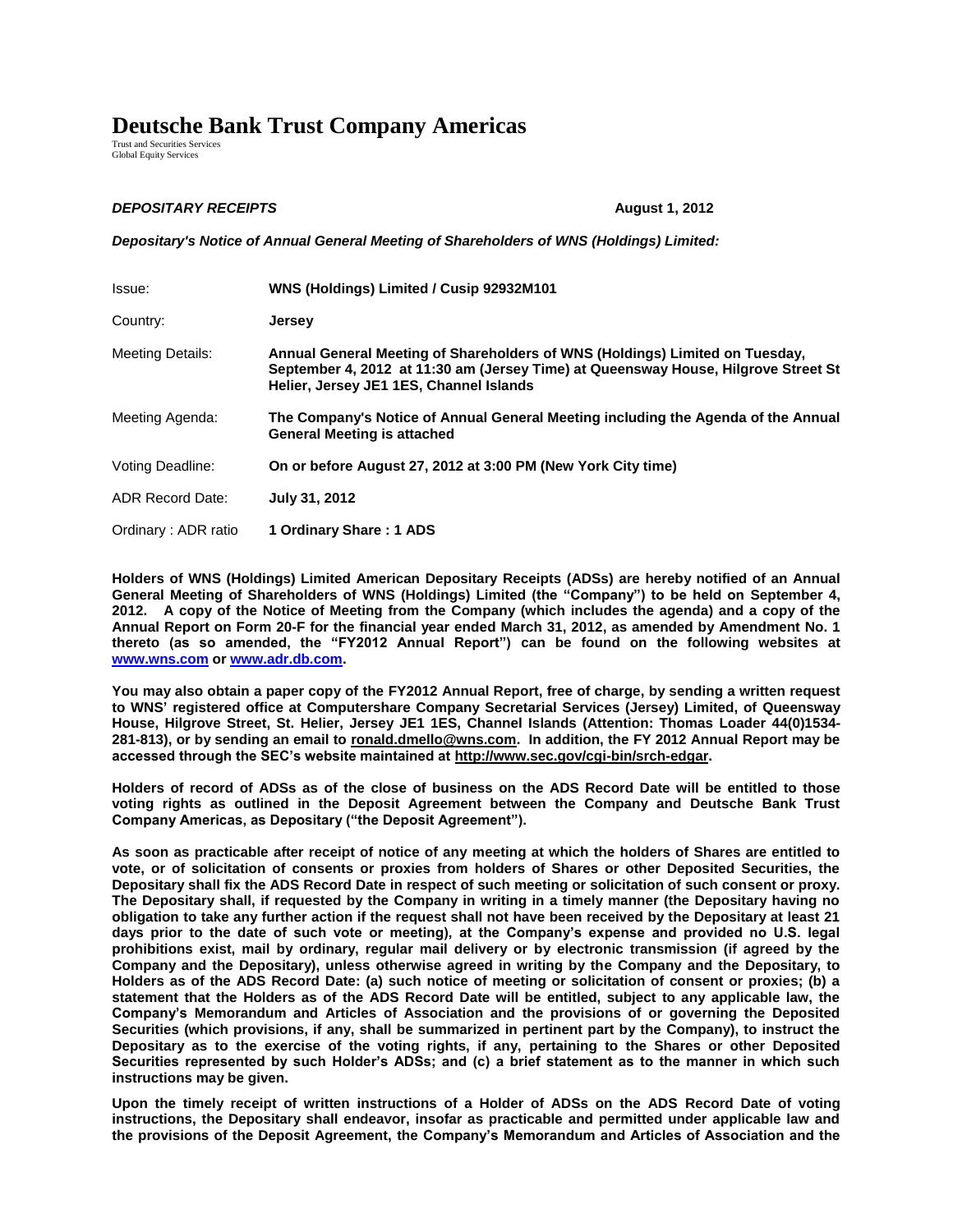# Deutsche Bank Trust Company Americas

Trust and Securities Services
Global Equity Services

***DEPOSITARY RECEIPTS*** **August 1, 2012**

***Depositary's Notice of Annual General Meeting of Shareholders of WNS (Holdings) Limited:***

| | |
|---|---|
| Issue: | **WNS (Holdings) Limited / Cusip 92932M101** |
| Country: | **Jersey** |
| Meeting Details: | **Annual General Meeting of Shareholders of WNS (Holdings) Limited on Tuesday, September 4, 2012 at 11:30 am (Jersey Time) at Queensway House, Hilgrove Street St Helier, Jersey JE1 1ES, Channel Islands** |
| Meeting Agenda: | **The Company's Notice of Annual General Meeting including the Agenda of the Annual General Meeting is attached** |
| Voting Deadline: | **On or before August 27, 2012 at 3:00 PM (New York City time)** |
| ADR Record Date: | **July 31, 2012** |
| Ordinary : ADR ratio | **1 Ordinary Share : 1 ADS** |

**Holders of WNS (Holdings) Limited American Depositary Receipts (ADSs) are hereby notified of an Annual General Meeting of Shareholders of WNS (Holdings) Limited (the "Company") to be held on September 4, 2012. A copy of the Notice of Meeting from the Company (which includes the agenda) and a copy of the Annual Report on Form 20-F for the financial year ended March 31, 2012, as amended by Amendment No. 1 thereto (as so amended, the "FY2012 Annual Report") can be found on the following websites at www.wns.com or www.adr.db.com.**

**You may also obtain a paper copy of the FY2012 Annual Report, free of charge, by sending a written request to WNS' registered office at Computershare Company Secretarial Services (Jersey) Limited, of Queensway House, Hilgrove Street, St. Helier, Jersey JE1 1ES, Channel Islands (Attention: Thomas Loader 44(0)1534-281-813), or by sending an email to ronald.dmello@wns.com. In addition, the FY 2012 Annual Report may be accessed through the SEC's website maintained at http://www.sec.gov/cgi-bin/srch-edgar.**

**Holders of record of ADSs as of the close of business on the ADS Record Date will be entitled to those voting rights as outlined in the Deposit Agreement between the Company and Deutsche Bank Trust Company Americas, as Depositary ("the Deposit Agreement").**

**As soon as practicable after receipt of notice of any meeting at which the holders of Shares are entitled to vote, or of solicitation of consents or proxies from holders of Shares or other Deposited Securities, the Depositary shall fix the ADS Record Date in respect of such meeting or solicitation of such consent or proxy. The Depositary shall, if requested by the Company in writing in a timely manner (the Depositary having no obligation to take any further action if the request shall not have been received by the Depositary at least 21 days prior to the date of such vote or meeting), at the Company's expense and provided no U.S. legal prohibitions exist, mail by ordinary, regular mail delivery or by electronic transmission (if agreed by the Company and the Depositary), unless otherwise agreed in writing by the Company and the Depositary, to Holders as of the ADS Record Date: (a) such notice of meeting or solicitation of consent or proxies; (b) a statement that the Holders as of the ADS Record Date will be entitled, subject to any applicable law, the Company's Memorandum and Articles of Association and the provisions of or governing the Deposited Securities (which provisions, if any, shall be summarized in pertinent part by the Company), to instruct the Depositary as to the exercise of the voting rights, if any, pertaining to the Shares or other Deposited Securities represented by such Holder's ADSs; and (c) a brief statement as to the manner in which such instructions may be given.**

**Upon the timely receipt of written instructions of a Holder of ADSs on the ADS Record Date of voting instructions, the Depositary shall endeavor, insofar as practicable and permitted under applicable law and the provisions of the Deposit Agreement, the Company's Memorandum and Articles of Association and the**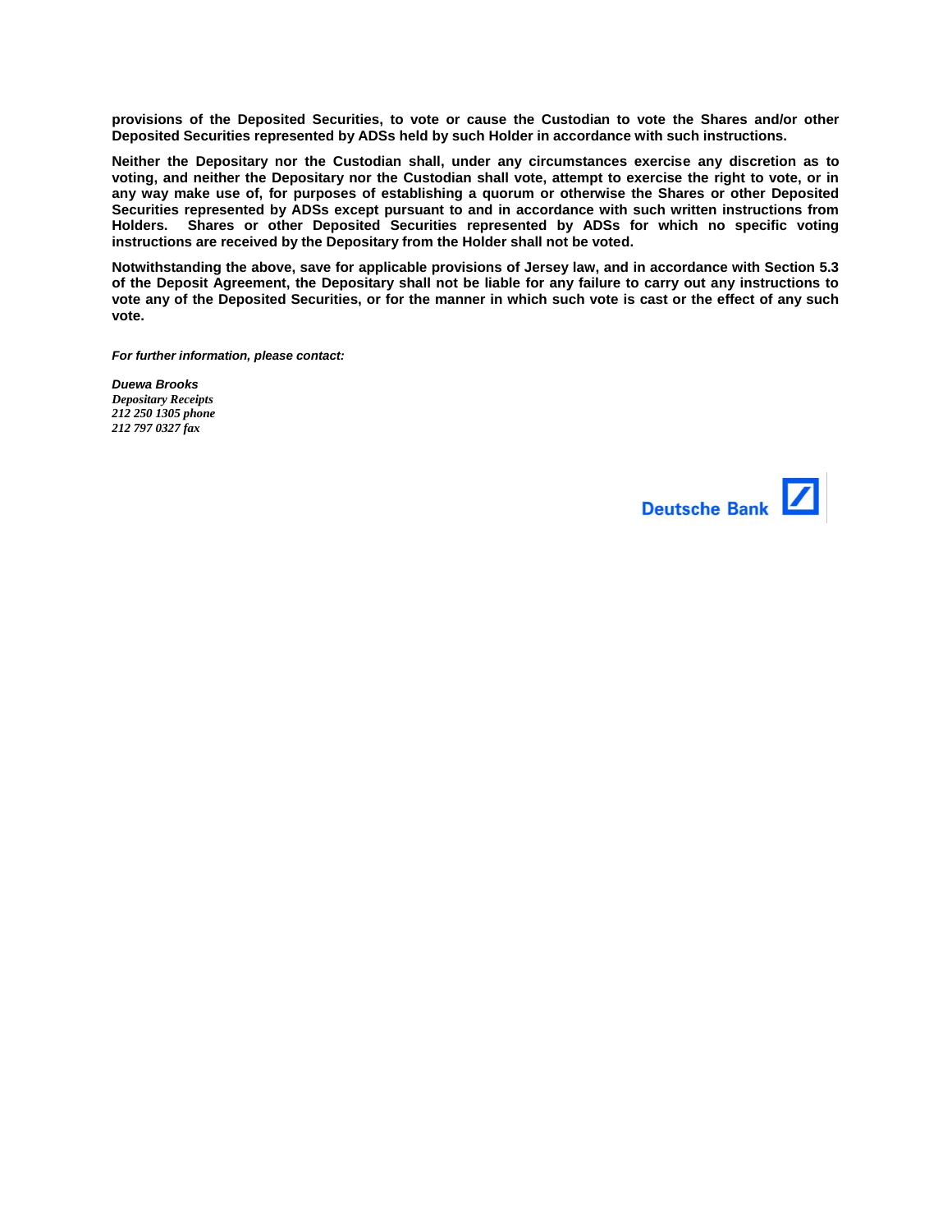**provisions of the Deposited Securities, to vote or cause the Custodian to vote the Shares and/or other Deposited Securities represented by ADSs held by such Holder in accordance with such instructions.**

**Neither the Depositary nor the Custodian shall, under any circumstances exercise any discretion as to voting, and neither the Depositary nor the Custodian shall vote, attempt to exercise the right to vote, or in any way make use of, for purposes of establishing a quorum or otherwise the Shares or other Deposited Securities represented by ADSs except pursuant to and in accordance with such written instructions from Holders. Shares or other Deposited Securities represented by ADSs for which no specific voting instructions are received by the Depositary from the Holder shall not be voted.**

**Notwithstanding the above, save for applicable provisions of Jersey law, and in accordance with Section 5.3 of the Deposit Agreement, the Depositary shall not be liable for any failure to carry out any instructions to vote any of the Deposited Securities, or for the manner in which such vote is cast or the effect of any such vote.**

***For further information, please contact:***

***Duewa Brooks***
*Depositary Receipts*
*212 250 1305 phone*
*212 797 0327 fax*

Deutsche Bank